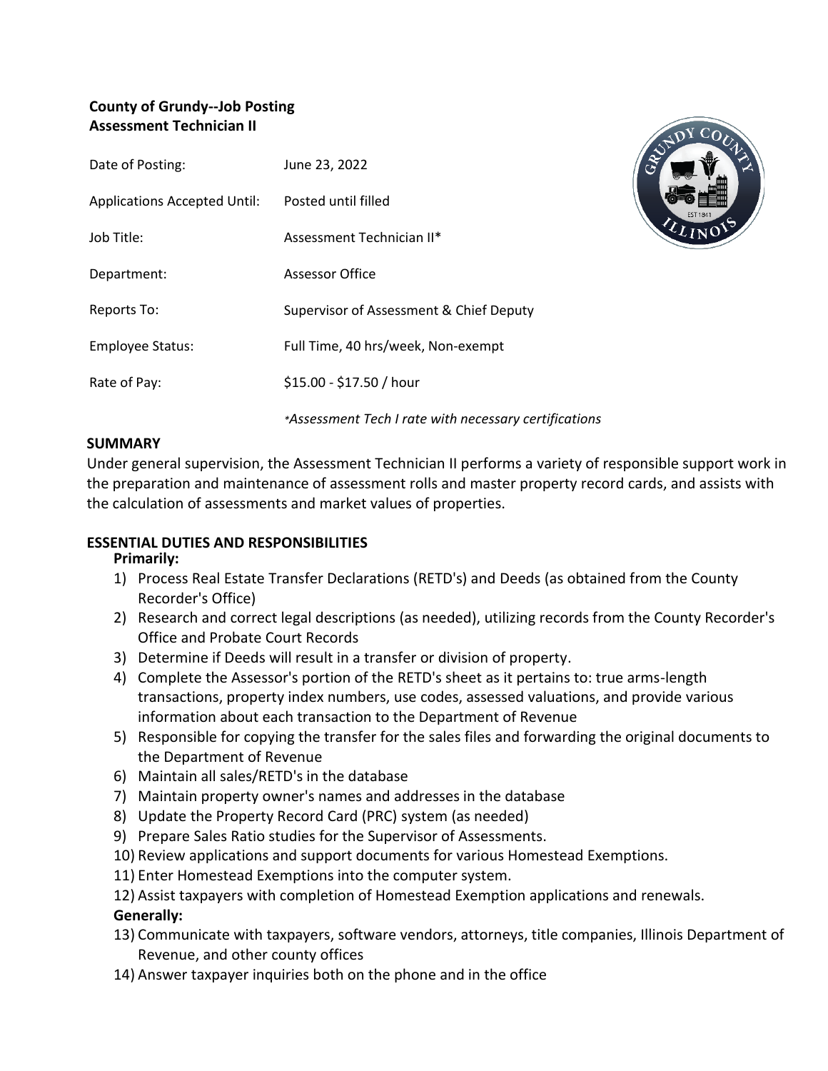**County of Grundy--Job Posting**
**Assessment Technician II**

| | |
|---|---|
| Date of Posting: | June 23, 2022 |
| Applications Accepted Until: | Posted until filled |
| Job Title: | Assessment Technician II* |
| Department: | Assessor Office |
| Reports To: | Supervisor of Assessment & Chief Deputy |
| Employee Status: | Full Time, 40 hrs/week, Non-exempt |
| Rate of Pay: | $15.00 - $17.50 / hour |

*\*Assessment Tech I rate with necessary certifications*

## SUMMARY

Under general supervision, the Assessment Technician II performs a variety of responsible support work in the preparation and maintenance of assessment rolls and master property record cards, and assists with the calculation of assessments and market values of properties.

## ESSENTIAL DUTIES AND RESPONSIBILITIES

**Primarily:**

1) Process Real Estate Transfer Declarations (RETD's) and Deeds (as obtained from the County Recorder's Office)
2) Research and correct legal descriptions (as needed), utilizing records from the County Recorder's Office and Probate Court Records
3) Determine if Deeds will result in a transfer or division of property.
4) Complete the Assessor's portion of the RETD's sheet as it pertains to: true arms-length transactions, property index numbers, use codes, assessed valuations, and provide various information about each transaction to the Department of Revenue
5) Responsible for copying the transfer for the sales files and forwarding the original documents to the Department of Revenue
6) Maintain all sales/RETD's in the database
7) Maintain property owner's names and addresses in the database
8) Update the Property Record Card (PRC) system (as needed)
9) Prepare Sales Ratio studies for the Supervisor of Assessments.
10) Review applications and support documents for various Homestead Exemptions.
11) Enter Homestead Exemptions into the computer system.
12) Assist taxpayers with completion of Homestead Exemption applications and renewals.

**Generally:**

13) Communicate with taxpayers, software vendors, attorneys, title companies, Illinois Department of Revenue, and other county offices
14) Answer taxpayer inquiries both on the phone and in the office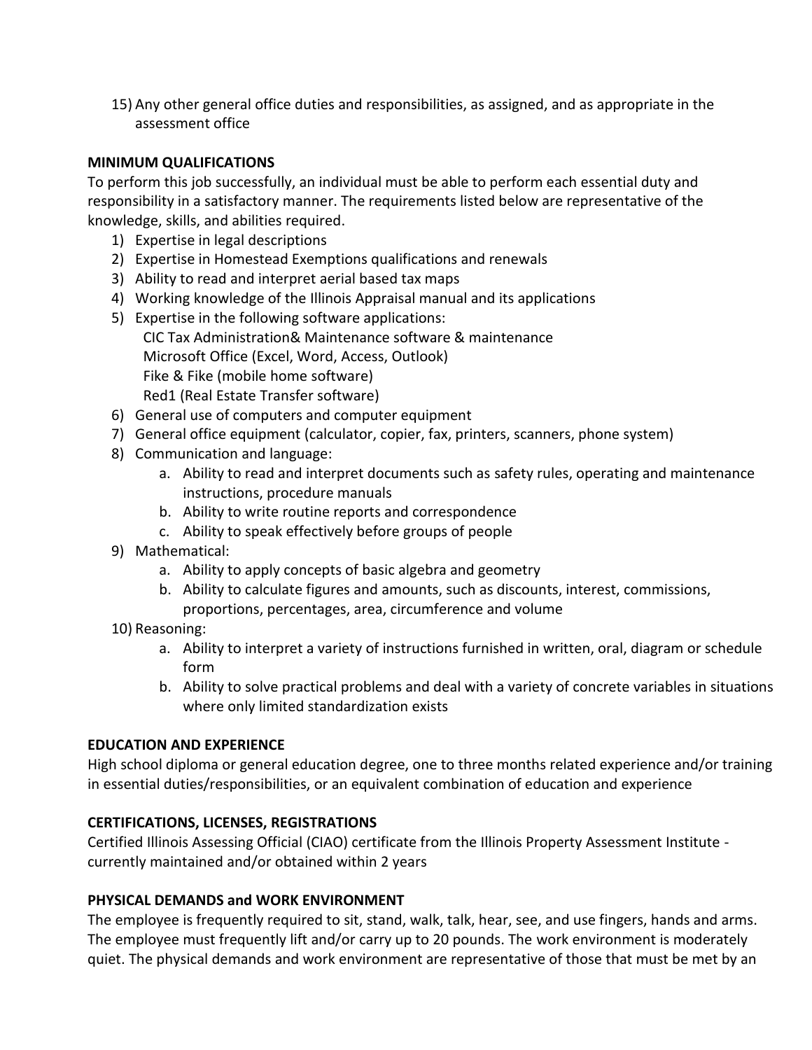15) Any other general office duties and responsibilities, as assigned, and as appropriate in the assessment office

**MINIMUM QUALIFICATIONS**

To perform this job successfully, an individual must be able to perform each essential duty and responsibility in a satisfactory manner. The requirements listed below are representative of the knowledge, skills, and abilities required.

1) Expertise in legal descriptions
2) Expertise in Homestead Exemptions qualifications and renewals
3) Ability to read and interpret aerial based tax maps
4) Working knowledge of the Illinois Appraisal manual and its applications
5) Expertise in the following software applications:
   CIC Tax Administration& Maintenance software & maintenance
   Microsoft Office (Excel, Word, Access, Outlook)
   Fike & Fike (mobile home software)
   Red1 (Real Estate Transfer software)
6) General use of computers and computer equipment
7) General office equipment (calculator, copier, fax, printers, scanners, phone system)
8) Communication and language:
   a. Ability to read and interpret documents such as safety rules, operating and maintenance instructions, procedure manuals
   b. Ability to write routine reports and correspondence
   c. Ability to speak effectively before groups of people
9) Mathematical:
   a. Ability to apply concepts of basic algebra and geometry
   b. Ability to calculate figures and amounts, such as discounts, interest, commissions, proportions, percentages, area, circumference and volume
10) Reasoning:
    a. Ability to interpret a variety of instructions furnished in written, oral, diagram or schedule form
    b. Ability to solve practical problems and deal with a variety of concrete variables in situations where only limited standardization exists

**EDUCATION AND EXPERIENCE**

High school diploma or general education degree, one to three months related experience and/or training in essential duties/responsibilities, or an equivalent combination of education and experience

**CERTIFICATIONS, LICENSES, REGISTRATIONS**

Certified Illinois Assessing Official (CIAO) certificate from the Illinois Property Assessment Institute - currently maintained and/or obtained within 2 years

**PHYSICAL DEMANDS and WORK ENVIRONMENT**

The employee is frequently required to sit, stand, walk, talk, hear, see, and use fingers, hands and arms. The employee must frequently lift and/or carry up to 20 pounds. The work environment is moderately quiet. The physical demands and work environment are representative of those that must be met by an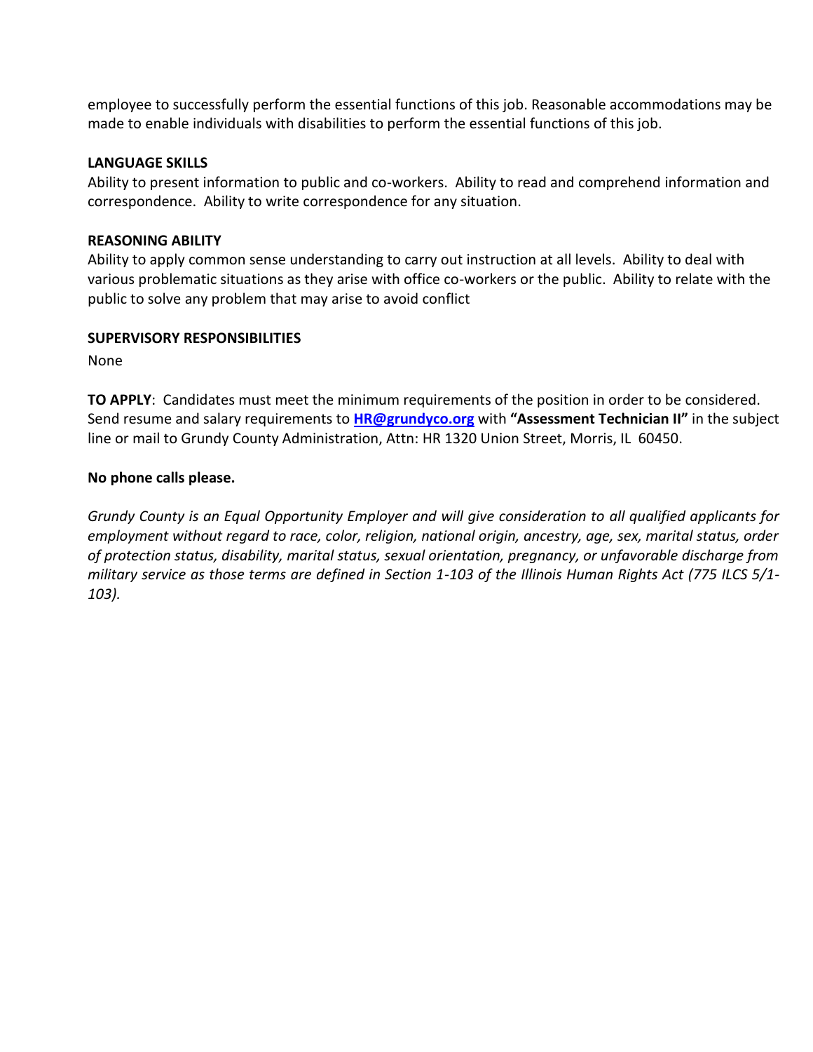employee to successfully perform the essential functions of this job. Reasonable accommodations may be made to enable individuals with disabilities to perform the essential functions of this job.

**LANGUAGE SKILLS**

Ability to present information to public and co-workers. Ability to read and comprehend information and correspondence. Ability to write correspondence for any situation.

**REASONING ABILITY**

Ability to apply common sense understanding to carry out instruction at all levels. Ability to deal with various problematic situations as they arise with office co-workers or the public. Ability to relate with the public to solve any problem that may arise to avoid conflict

**SUPERVISORY RESPONSIBILITIES**

None

**TO APPLY**: Candidates must meet the minimum requirements of the position in order to be considered. Send resume and salary requirements to **HR@grundyco.org** with **"Assessment Technician II"** in the subject line or mail to Grundy County Administration, Attn: HR 1320 Union Street, Morris, IL 60450.

**No phone calls please.**

*Grundy County is an Equal Opportunity Employer and will give consideration to all qualified applicants for employment without regard to race, color, religion, national origin, ancestry, age, sex, marital status, order of protection status, disability, marital status, sexual orientation, pregnancy, or unfavorable discharge from military service as those terms are defined in Section 1-103 of the Illinois Human Rights Act (775 ILCS 5/1-103).*